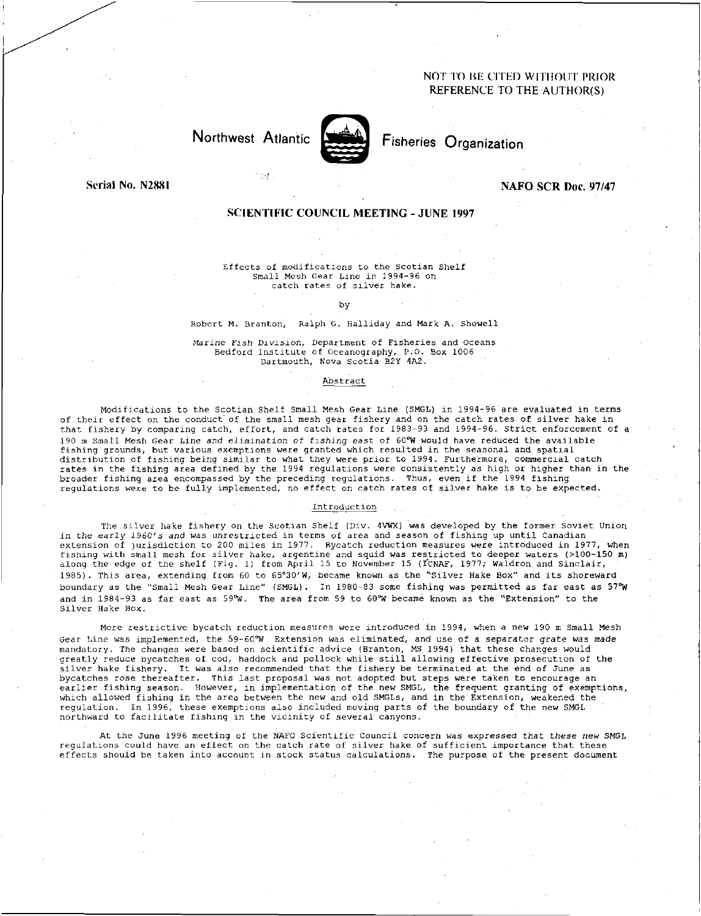NOT TO BE CITED WITHOUT PRIOR REFERENCE TO THE AUTHOR(S)

# Northwest Atlantic Fisheries Organization

**Serial No. N2881** **NAFO SCR Doc. 97/47**

## SCIENTIFIC COUNCIL MEETING - JUNE 1997

Effects of modifications to the Scotian Shelf Small Mesh Gear Line in 1994-96 on catch rates of silver hake.

by

Robert M. Branton, Ralph G. Halliday and Mark A. Showell

*Marine Fish Division*, Department of Fisheries and Oceans
Bedford Institute of Oceanography, P.O. Box 1006
Dartmouth, Nova Scotia B2Y 4A2.

### Abstract

Modifications to the Scotian Shelf Small Mesh Gear Line (SMGL) in 1994-96 are evaluated in terms of their effect on the conduct of the small mesh gear fishery and on the catch rates of silver hake in that fishery by comparing catch, effort, and catch rates for 1983-93 and 1994-96. Strict enforcement of a 190 m Small Mesh Gear Line and elimination of fishing east of 60°W would have reduced the available fishing grounds, but various exemptions were granted which resulted in the seasonal and spatial distribution of fishing being similar to what they were prior to 1994. Furthermore, commercial catch rates in the fishing area defined by the 1994 regulations were consistently as high or higher than in the broader fishing area encompassed by the preceding regulations. Thus, even if the 1994 fishing regulations were to be fully implemented, no effect on catch rates of silver hake is to be expected.

### Introduction

The silver hake fishery on the Scotian Shelf (Div. 4VWX) was developed by the former Soviet Union in the early 1960's and was unrestricted in terms of area and season of fishing up until Canadian extension of jurisdiction to 200 miles in 1977. Bycatch reduction measures were introduced in 1977, when fishing with small mesh for silver hake, argentine and squid was restricted to deeper waters (>100-150 m) along the edge of the shelf (Fig. 1) from April 15 to November 15 (ICNAF, 1977; Waldron and Sinclair, 1985). This area, extending from 60 to 65°30'W, became known as the "Silver Hake Box" and its shoreward boundary as the "Small Mesh Gear Line" (SMGL). In 1980-83 some fishing was permitted as far east as 57°W and in 1984-93 as far east as 59°W. The area from 59 to 60°W became known as the "Extension" to the Silver Hake Box.

More restrictive bycatch reduction measures were introduced in 1994, when a new 190 m Small Mesh Gear Line was implemented, the 59-60°W Extension was eliminated, and use of a separator grate was made mandatory. The changes were based on scientific advice (Branton, MS 1994) that these changes would greatly reduce bycatches of cod, haddock and pollock while still allowing effective prosecution of the silver hake fishery. It was also recommended that the fishery be terminated at the end of June as bycatches rose thereafter. This last proposal was not adopted but steps were taken to encourage an earlier fishing season. However, in implementation of the new SMGL, the frequent granting of exemptions, which allowed fishing in the area between the new and old SMGLs, and in the Extension, weakened the regulation. In 1996, these exemptions also included moving parts of the boundary of the new SMGL northward to facilitate fishing in the vicinity of several canyons.

At the June 1996 meeting of the NAFO Scientific Council concern was expressed that these new SMGL regulations could have an effect on the catch rate of silver hake of sufficient importance that these effects should be taken into account in stock status calculations. The purpose of the present document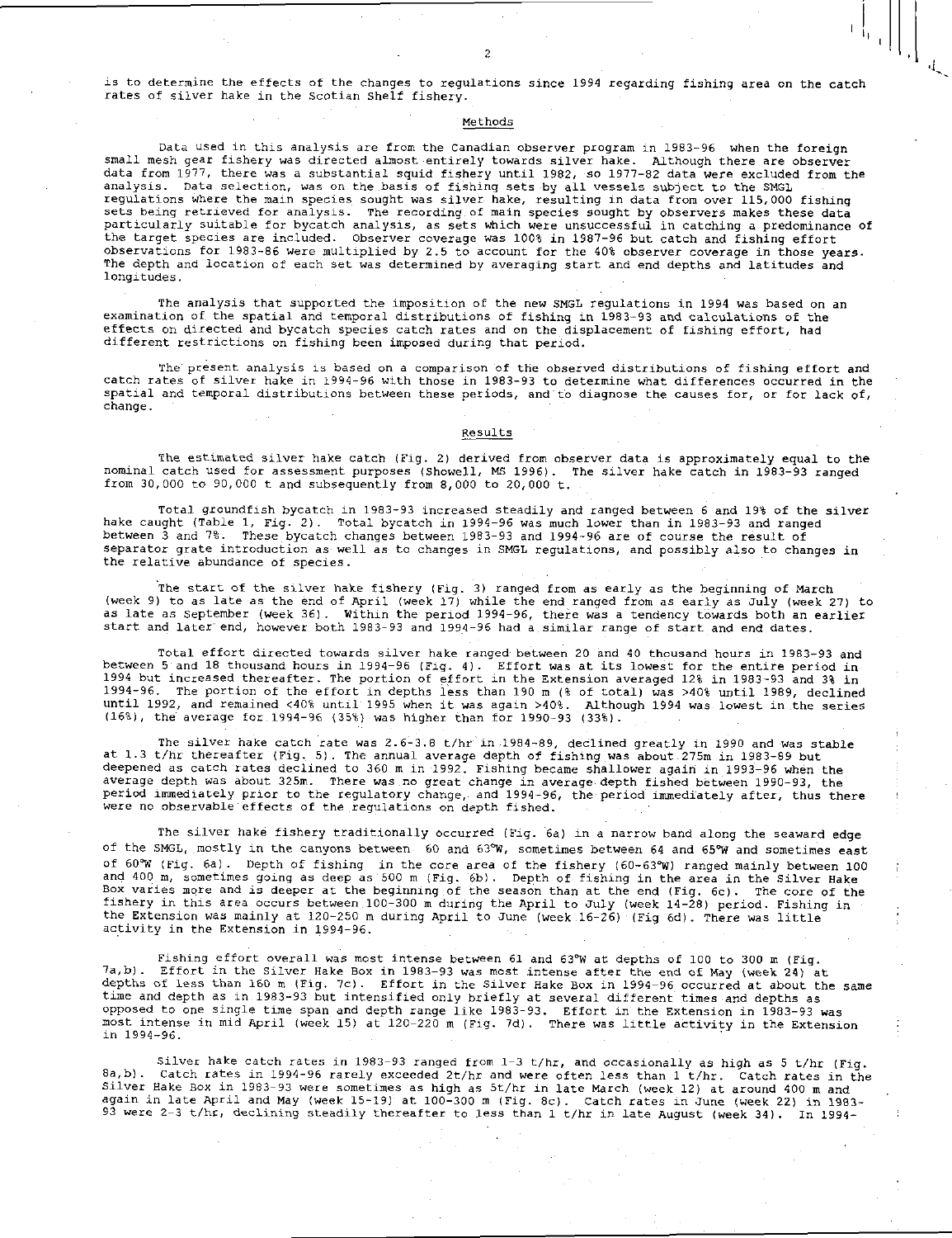is to determine the effects of the changes to regulations since 1994 regarding fishing area on the catch rates of silver hake in the Scotian Shelf fishery.

## Methods

Data used in this analysis are from the Canadian observer program in 1983-96 when the foreign small mesh gear fishery was directed almost entirely towards silver hake. Although there are observer data from 1977, there was a substantial squid fishery until 1982, so 1977-82 data were excluded from the analysis. Data selection, was on the basis of fishing sets by all vessels subject to the SMGL regulations where the main species sought was silver hake, resulting in data from over 115,000 fishing sets being retrieved for analysis. The recording of main species sought by observers makes these data particularly suitable for bycatch analysis, as sets which were unsuccessful in catching a predominance of the target species are included. Observer coverage was 100% in 1987-96 but catch and fishing effort observations for 1983-86 were multiplied by 2.5 to account for the 40% observer coverage in those years. The depth and location of each set was determined by averaging start and end depths and latitudes and longitudes.

The analysis that supported the imposition of the new SMGL regulations in 1994 was based on an examination of the spatial and temporal distributions of fishing in 1983-93 and calculations of the effects on directed and bycatch species catch rates and on the displacement of fishing effort, had different restrictions on fishing been imposed during that period.

The present analysis is based on a comparison of the observed distributions of fishing effort and catch rates of silver hake in 1994-96 with those in 1983-93 to determine what differences occurred in the spatial and temporal distributions between these periods, and to diagnose the causes for, or for lack of, change.

## Results

The estimated silver hake catch (Fig. 2) derived from observer data is approximately equal to the nominal catch used for assessment purposes (Showell, MS 1996). The silver hake catch in 1983-93 ranged from 30,000 to 90,000 t and subsequently from 8,000 to 20,000 t.

Total groundfish bycatch in 1983-93 increased steadily and ranged between 6 and 19% of the silver hake caught (Table 1, Fig. 2). Total bycatch in 1994-96 was much lower than in 1983-93 and ranged between 3 and 7%. These bycatch changes between 1983-93 and 1994-96 are of course the result of separator grate introduction as well as to changes in SMGL regulations, and possibly also to changes in the relative abundance of species.

The start of the silver hake fishery (Fig. 3) ranged from as early as the beginning of March (week 9) to as late as the end of April (week 17) while the end ranged from as early as July (week 27) to as late as September (week 36). Within the period 1994-96, there was a tendency towards both an earlier start and later end, however both 1983-93 and 1994-96 had a similar range of start and end dates.

Total effort directed towards silver hake ranged between 20 and 40 thousand hours in 1983-93 and between 5 and 18 thousand hours in 1994-96 (Fig. 4). Effort was at its lowest for the entire period in 1994 but increased thereafter. The portion of effort in the Extension averaged 12% in 1983-93 and 3% in 1994-96. The portion of the effort in depths less than 190 m (% of total) was >40% until 1989, declined until 1992, and remained <40% until 1995 when it was again >40%. Although 1994 was lowest in the series (16%), the average for 1994-96 (35%) was higher than for 1990-93 (33%).

The silver hake catch rate was 2.6-3.8 t/hr in 1984-89, declined greatly in 1990 and was stable at 1.3 t/hr thereafter (Fig. 5). The annual average depth of fishing was about 275m in 1983-89 but deepened as catch rates declined to 360 m in 1992. Fishing became shallower again in 1993-96 when the average depth was about 325m. There was no great change in average depth fished between 1990-93, the period immediately prior to the regulatory change, and 1994-96, the period immediately after, thus there were no observable effects of the regulations on depth fished.

The silver hake fishery traditionally occurred (Fig. 6a) in a narrow band along the seaward edge of the SMGL, mostly in the canyons between 60 and 63°W, sometimes between 64 and 65°W and sometimes east of 60°W (Fig. 6a). Depth of fishing in the core area of the fishery (60-63°W) ranged mainly between 100 and 400 m, sometimes going as deep as 500 m (Fig. 6b). Depth of fishing in the area in the Silver Hake Box varies more and is deeper at the beginning of the season than at the end (Fig. 6c). The core of the fishery in this area occurs between 100-300 m during the April to July (week 14-28) period. Fishing in the Extension was mainly at 120-250 m during April to June (week 16-26) (Fig 6d). There was little activity in the Extension in 1994-96.

Fishing effort overall was most intense between 61 and 63°W at depths of 100 to 300 m (Fig. 7a,b). Effort in the Silver Hake Box in 1983-93 was most intense after the end of May (week 24) at depths of less than 160 m (Fig. 7c). Effort in the Silver Hake Box in 1994-96 occurred at about the same time and depth as in 1983-93 but intensified only briefly at several different times and depths as opposed to one single time span and depth range like 1983-93. Effort in the Extension in 1983-93 was most intense in mid April (week 15) at 120-220 m (Fig. 7d). There was little activity in the Extension in 1994-96.

Silver hake catch rates in 1983-93 ranged from 1-3 t/hr, and occasionally as high as 5 t/hr (Fig. 8a,b). Catch rates in 1994-96 rarely exceeded 2t/hr and were often less than 1 t/hr. Catch rates in the Silver Hake Box in 1983-93 were sometimes as high as 5t/hr in late March (week 12) at around 400 m and again in late April and May (week 15-19) at 100-300 m (Fig. 8c). Catch rates in June (week 22) in 1983-93 were 2-3 t/hr, declining steadily thereafter to less than 1 t/hr in late August (week 34). In 1994-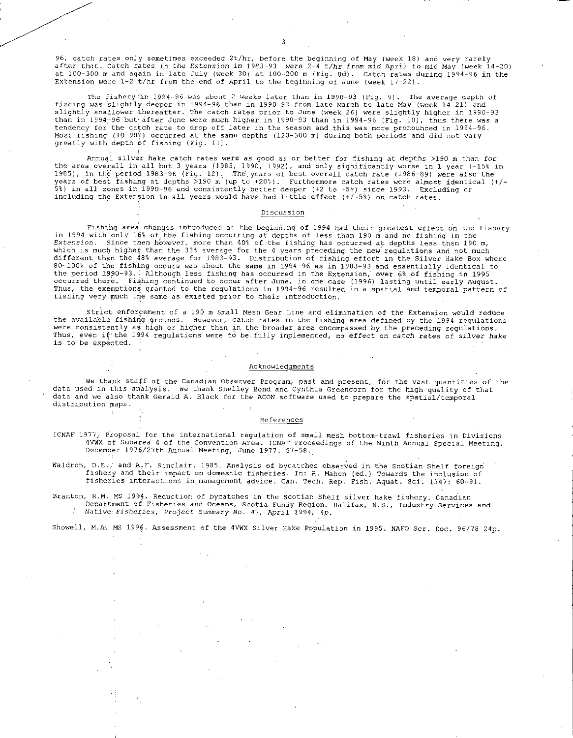96, catch rates only sometimes exceeded 2t/hr, before the beginning of May (week 18) and very rarely after that. Catch rates in the Extension in 1983-93 were 2-4 t/hr from mid April to mid May (week 14-20) at 100-300 m and again in late July (week 30) at 100-200 m (Fig. 8d). Catch rates during 1994-96 in the Extension were 1-2 t/hr from the end of April to the beginning of June (week 17-22).

The fishery in 1994-96 was about 2 weeks later than in 1990-93 (Fig. 9). The average depth of fishing was slightly deeper in 1994-96 than in 1990-93 from late March to late May (week 14-21) and slightly shallower thereafter. The catch rates prior to June (week 26) were slightly higher in 1990-93 than in 1994-96 but after June were much higher in 1990-93 than in 1994-96 (Fig. 10), thus there was a tendency for the catch rate to drop off later in the season and this was more pronounced in 1994-96. Most fishing (10-90%) occurred at the same depths (120-300 m) during both periods and did not vary greatly with depth of fishing (Fig. 11).

Annual silver hake catch rates were as good as or better for fishing at depths >190 m than for the area overall in all but 3 years (1985, 1990, 1992), and only significantly worse in 1 year (-15% in 1985), in the period 1983-96 (Fig. 12). The years of best overall catch rate (1986-89) were also the years of best fishing at depths >190 m (up to +20%). Furthermore catch rates were almost identical (+/-5%) in all zones in 1990-96 and consistently better deeper (+2 to +5%) since 1993. Excluding or including the Extension in all years would have had little effect (+/-5%) on catch rates.

## Discussion

Fishing area changes introduced at the beginning of 1994 had their greatest effect on the fishery in 1994 with only 16% of the fishing occurring at depths of less than 190 m and no fishing in the Extension. Since then however, more than 40% of the fishing has occurred at depths less than 190 m, which is much higher than the 33% average for the 4 years preceding the new regulations and not much different than the 48% average for 1983-93. Distribution of fishing effort in the Silver Hake Box where 80-100% of the fishing occurs was about the same in 1994-96 as in 1983-93 and essentially identical to the period 1990-93. Although less fishing has occurred in the Extension, over 6% of fishing in 1995 occurred there. Fishing continued to occur after June, in one case (1996) lasting until early August. Thus, the exemptions granted to the regulations in 1994-96 resulted in a spatial and temporal pattern of fishing very much the same as existed prior to their introduction.

Strict enforcement of a 190 m Small Mesh Gear Line and elimination of the Extension would reduce the available fishing grounds. However, catch rates in the fishing area defined by the 1994 regulations were consistently as high or higher than in the broader area encompassed by the preceding regulations. Thus, even if the 1994 regulations were to be fully implemented, no effect on catch rates of silver hake is to be expected.

## Acknowledgments

We thank staff of the Canadian Observer Program, past and present, for the vast quantities of the data used in this analysis. We thank Shelley Bond and Cynthia Greencorn for the high quality of that data and we also thank Gerald A. Black for the ACON software used to prepare the spatial/temporal distribution maps.

## References

ICNAF 1977, Proposal for the international regulation of small mesh bottom-trawl fisheries in Divisions 4VWX of Subarea 4 of the Convention Area. ICNAF Proceedings of the Ninth Annual Special Meeting, December 1976/27th Annual Meeting, June 1977: 57-58.

Waldron, D.E., and A.F. Sinclair. 1985. Analysis of bycatches observed in the Scotian Shelf foreign fishery and their impact on domestic fisheries. In: R. Mahon (ed.) Towards the inclusion of fisheries interactions in management advice. Can. Tech. Rep. Fish. Aquat. Sci. 1347: 60-91.

Branton, R.M. MS 1994. Reduction of bycatches in the Scotian Shelf silver hake fishery. Canadian Department of Fisheries and Oceans, Scotia Fundy Region, Halifax, N.S., Industry Services and Native Fisheries, Project Summary No. 47, April 1994, 4p.

Showell, M.A. MS 1996. Assessment of the 4VWX Silver Hake Population in 1995. NAFO Scr. Doc. 96/78 24p.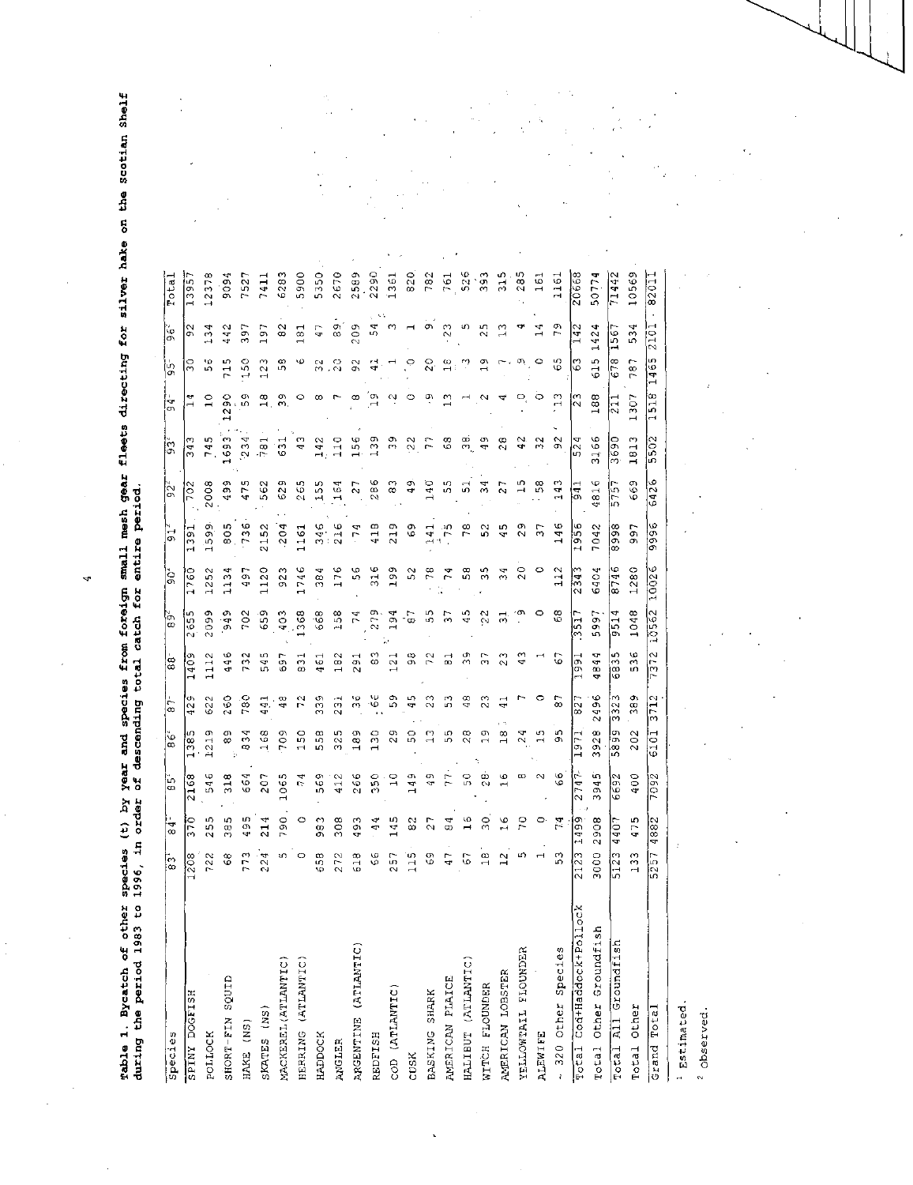**Table 1. Bycatch of other species (t) by year and species from foreign small mesh gear fleets directing for silver hake on the Scotian Shelf during the period 1983 to 1996, in order of descending total catch for entire period.**

| Species | 83[1] | 84[1] | 85[1] | 86[1] | 87[1] | 88[1] | 89[2] | 90[2] | 91[2] | 92[2] | 93[2] | 94[2] | 95[2] | 96[2] | Total |
|---|---|---|---|---|---|---|---|---|---|---|---|---|---|---|---|
| SPINY DOGFISH | 1208 | 370 | 2168 | 1385 | 429 | 1409 | 2655 | 1760 | 1391 | 702 | 343 | 14 | 30 | 92 | 13957 |
| POLLOCK | 722 | 255 | 546 | 1219 | 622 | 1112 | 2099 | 1252 | 1599 | 2008 | 745 | 10 | 56 | 134 | 12378 |
| SHORT-FIN SQUID | 68 | 385 | 318 | 89 | 260 | 446 | 949 | 1134 | 805 | 499 | 1693 | 1290 | 715 | 442 | 9094 |
| HAKE (NS) | 773 | 495 | 664 | 834 | 780 | 732 | 702 | 497 | 736 | 475 | 234 | 59 | 150 | 397 | 7527 |
| SKATES (NS) | 224 | 214 | 207 | 168 | 441 | 545 | 659 | 1120 | 2152 | 562 | 781 | 18 | 123 | 197 | 7411 |
| MACKEREL (ATLANTIC) | 5 | 790 | 1065 | 709 | 48 | 697 | 403 | 923 | 204 | 629 | 631 | 39 | 58 | 82 | 6283 |
| HERRING (ATLANTIC) | 0 | 0 | 74 | 150 | 72 | 831 | 1368 | 1746 | 1161 | 265 | 43 | 0 | 6 | 181 | 5900 |
| HADDOCK | 658 | 983 | 569 | 558 | 339 | 461 | 668 | 384 | 346 | 155 | 142 | 8 | 32 | 47 | 5350 |
| ANGLER | 272 | 308 | 412 | 325 | 231 | 182 | 158 | 176 | 216 | 164 | 110 | 7 | 20 | 89 | 2670 |
| ARGENTINE (ATLANTIC) | 618 | 493 | 266 | 189 | 36 | 291 | 74 | 56 | 74 | 27 | 156 | 8 | 92 | 209 | 2589 |
| REDFISH | 66 | 44 | 350 | 130 | 66 | 83 | 279 | 316 | 418 | 286 | 139 | 19 | 41 | 54 | 2290 |
| COD (ATLANTIC) | 257 | 145 | 10 | 29 | 59 | 121 | 194 | 199 | 219 | 83 | 39 | 2 | 1 | 3 | 1361 |
| CUSK | 115 | 82 | 149 | 50 | 45 | 98 | 67 | 52 | 69 | 49 | 22 | 0 | 0 | 1 | 820 |
| BASKING SHARK | 69 | 27 | 49 | 13 | 23 | 72 | 55 | 78 | 141 | 140 | 77 | 9 | 20 | 9 | 782 |
| AMERICAN PLAICE | 47 | 84 | 77 | 55 | 53 | 81 | 37 | 74 | 75 | 55 | 68 | 13 | 18 | 23 | 761 |
| HALIBUT (ATLANTIC) | 67 | 16 | 50 | 28 | 48 | 39 | 45 | 58 | 78 | 51 | 38 | 1 | 3 | 5 | 526 |
| WITCH FLOUNDER | 18 | 30 | 28 | 19 | 23 | 37 | 22 | 35 | 52 | 34 | 49 | 2 | 19 | 25 | 393 |
| AMERICAN LOBSTER | 12 | 16 | 16 | 18 | 41 | 23 | 31 | 34 | 45 | 27 | 28 | 4 | 7 | 13 | 315 |
| YELLOWTAIL FLOUNDER | 5 | 70 | 8 | 24 | 7 | 43 | 9 | 20 | 29 | 15 | 42 | 0 | 9 | 4 | 285 |
| ALEWIFE | 1 | 0 | 2 | 15 | 0 | 1 | 0 | 0 | 37 | 58 | 32 | 0 | 0 | 14 | 161 |
| ~ 320 Other Species | 53 | 74 | 66 | 95 | 87 | 67 | 68 | 112 | 146 | 143 | 92 | 13 | 65 | 79 | 1161 |
| Total Cod+Haddock+Pollock | 2123 | 1499 | 2747 | 1971 | 827 | 1991 | 3517 | 2343 | 1956 | 941 | 524 | 23 | 63 | 142 | 20668 |
| Total Other Groundfish | 3000 | 2908 | 3945 | 3928 | 2496 | 4844 | 5997 | 6404 | 7042 | 4816 | 3166 | 188 | 615 | 1424 | 50774 |
| Total All Groundfish | 5123 | 4407 | 6692 | 5899 | 3323 | 6835 | 9514 | 8746 | 8998 | 5757 | 3690 | 211 | 678 | 1567 | 71442 |
| Total Other | 133 | 475 | 400 | 202 | 389 | 536 | 1048 | 1280 | 997 | 669 | 1813 | 1307 | 787 | 534 | 10569 |
| Grand Total | 5257 | 4882 | 7092 | 6101 | 3712 | 7372 | 10562 | 10026 | 9996 | 6426 | 5502 | 1518 | 1465 | 2101 | 82011 |

[1] Estimated.

[2] Observed.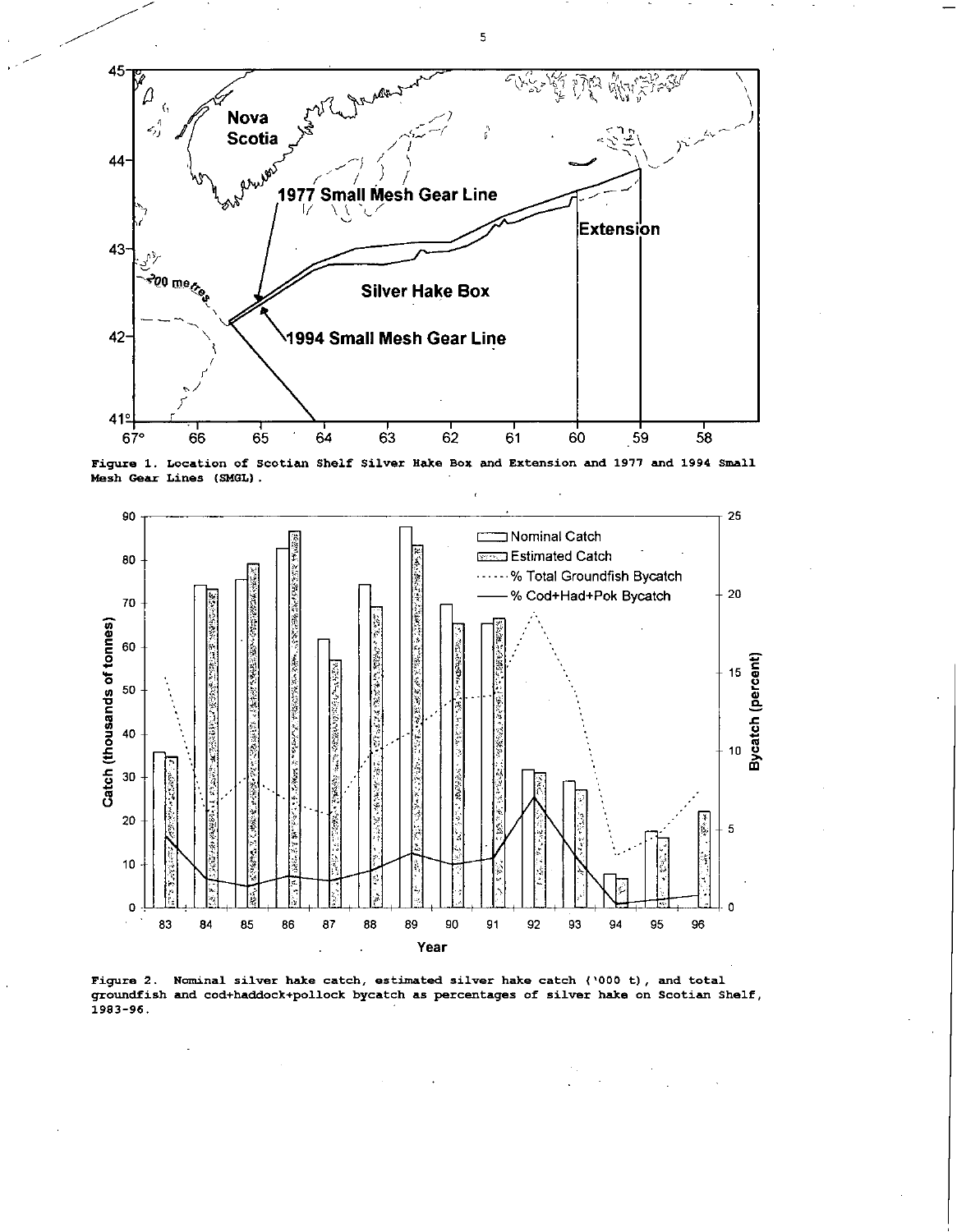Figure 1. Location of Scotian Shelf Silver Hake Box and Extension and 1977 and 1994 Small Mesh Gear Lines (SMGL).

Figure 2. Nominal silver hake catch, estimated silver hake catch ('000 t), and total groundfish and cod+haddock+pollock bycatch as percentages of silver hake on Scotian Shelf, 1983-96.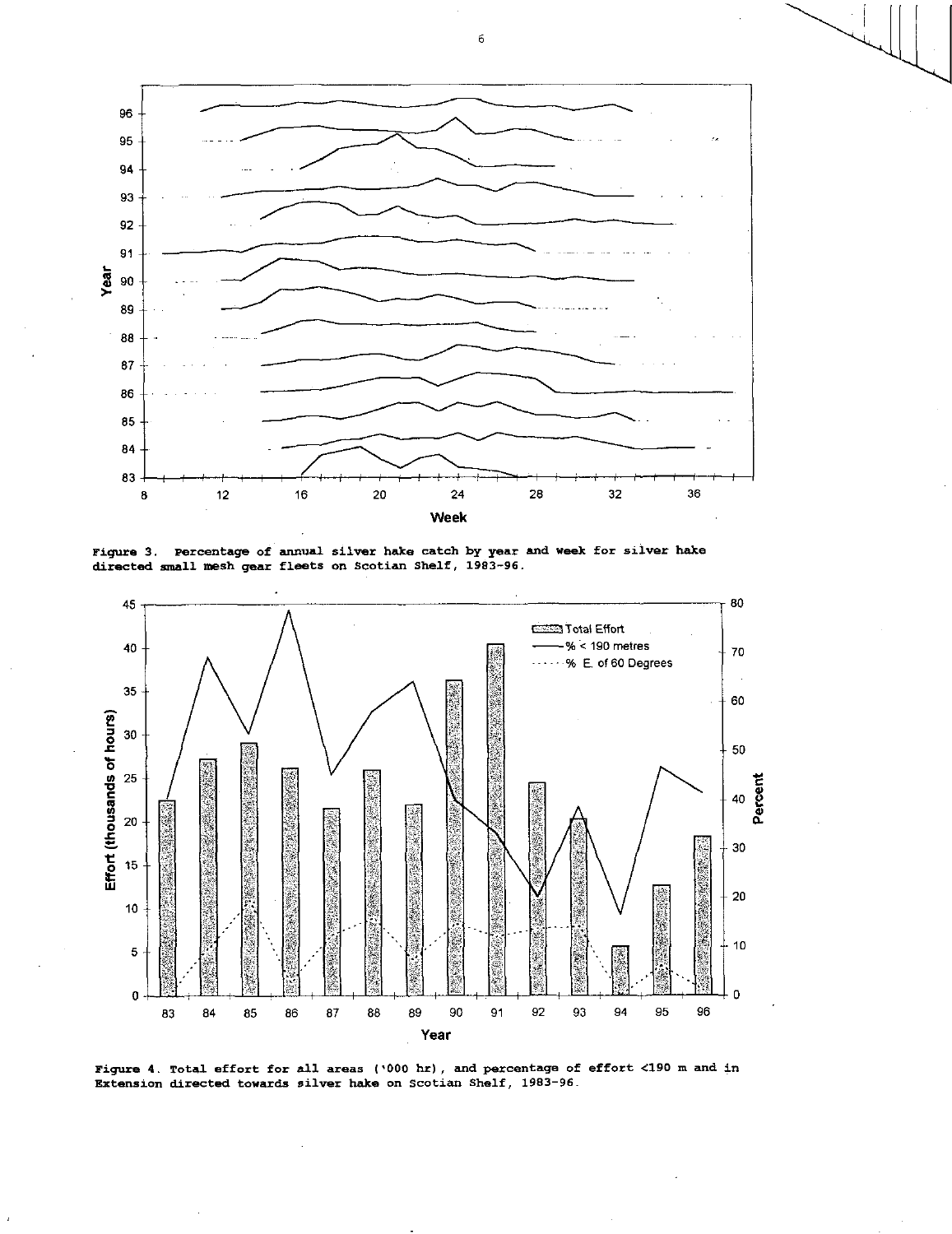Figure 3. Percentage of annual silver hake catch by year and week for silver hake directed small mesh gear fleets on Scotian Shelf, 1983-96.

Figure 4. Total effort for all areas ('000 hr), and percentage of effort <190 m and in Extension directed towards silver hake on Scotian Shelf, 1983-96.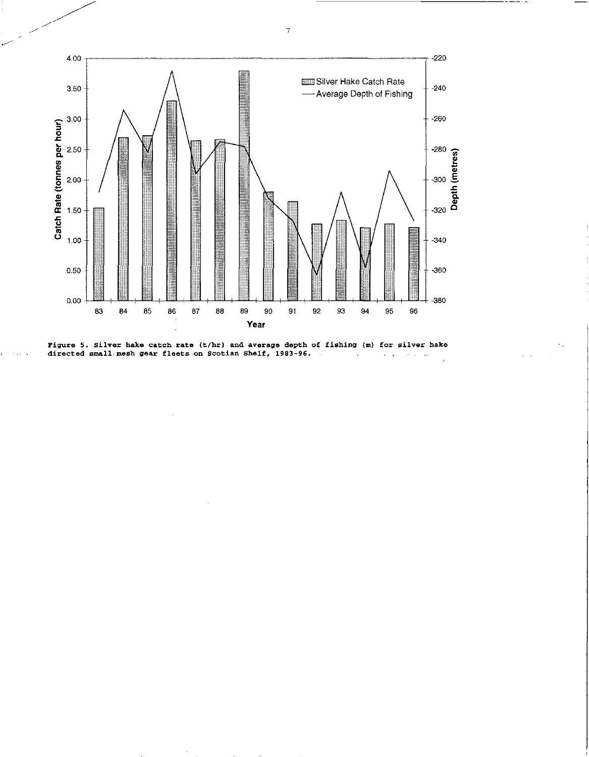Figure 5. Silver hake catch rate (t/hr) and average depth of fishing (m) for silver hake directed small mesh gear fleets on Scotian Shelf, 1983-96.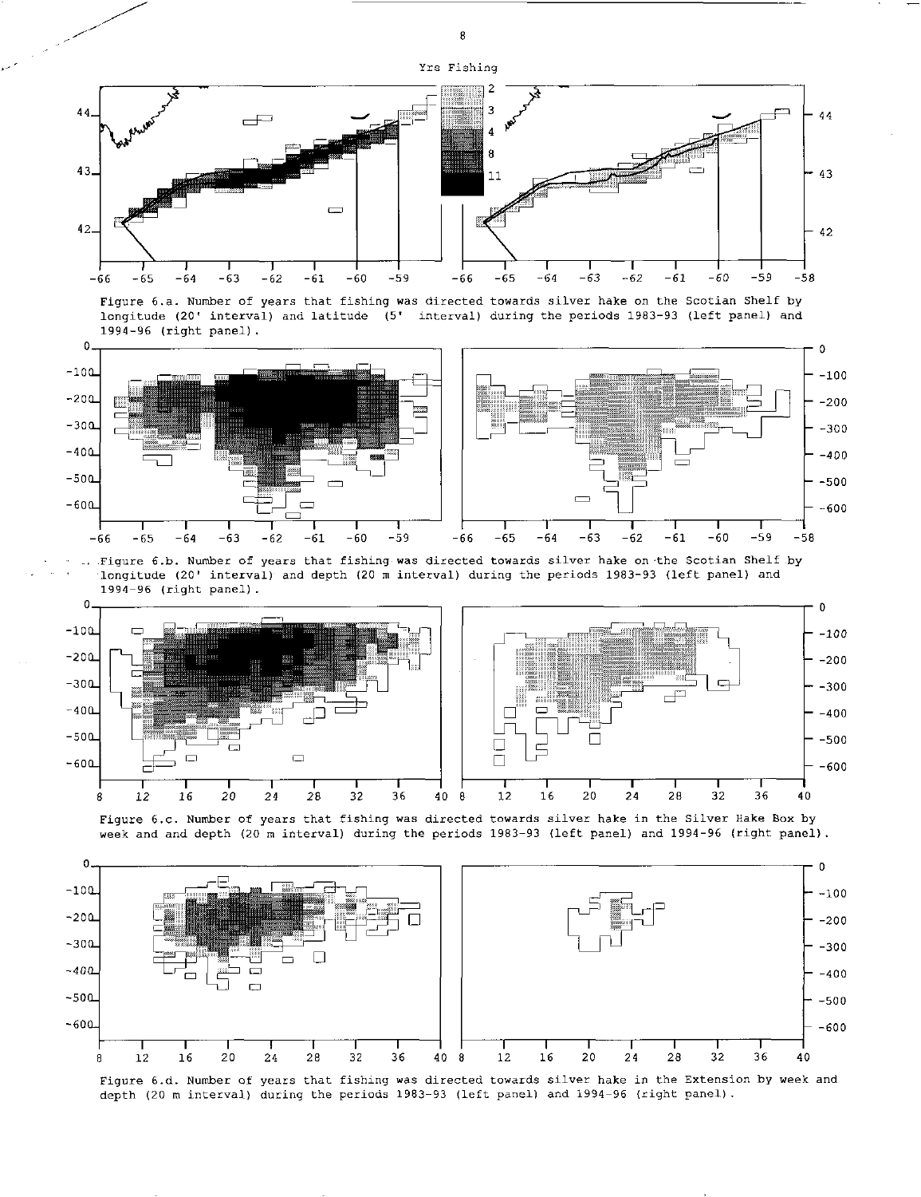Figure 6.a. Number of years that fishing was directed towards silver hake on the Scotian Shelf by longitude (20' interval) and latitude (5' interval) during the periods 1983-93 (left panel) and 1994-96 (right panel).

Figure 6.b. Number of years that fishing was directed towards silver hake on the Scotian Shelf by longitude (20' interval) and depth (20 m interval) during the periods 1983-93 (left panel) and 1994-96 (right panel).

Figure 6.c. Number of years that fishing was directed towards silver hake in the Silver Hake Box by week and and depth (20 m interval) during the periods 1983-93 (left panel) and 1994-96 (right panel).

Figure 6.d. Number of years that fishing was directed towards silver hake in the Extension by week and depth (20 m interval) during the periods 1983-93 (left panel) and 1994-96 (right panel).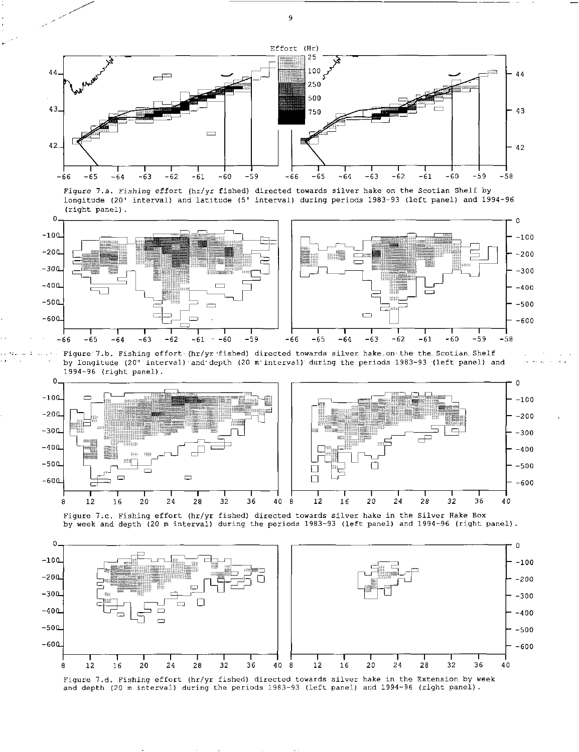Figure 7.a. Fishing effort (hr/yr fished) directed towards silver hake on the Scotian Shelf by longitude (20' interval) and latitude (5' interval) during periods 1983-93 (left panel) and 1994-96 (right panel).

Figure 7.b. Fishing effort (hr/yr fished) directed towards silver hake on the the Scotian Shelf by longitude (20' interval) and depth (20 m interval) during the periods 1983-93 (left panel) and 1994-96 (right panel).

Figure 7.c. Fishing effort (hr/yr fished) directed towards silver hake in the Silver Hake Box by week and depth (20 m interval) during the periods 1983-93 (left panel) and 1994-96 (right panel).

Figure 7.d. Fishing effort (hr/yr fished) directed towards silver hake in the Extension by week and depth (20 m interval) during the periods 1983-93 (left panel) and 1994-96 (right panel).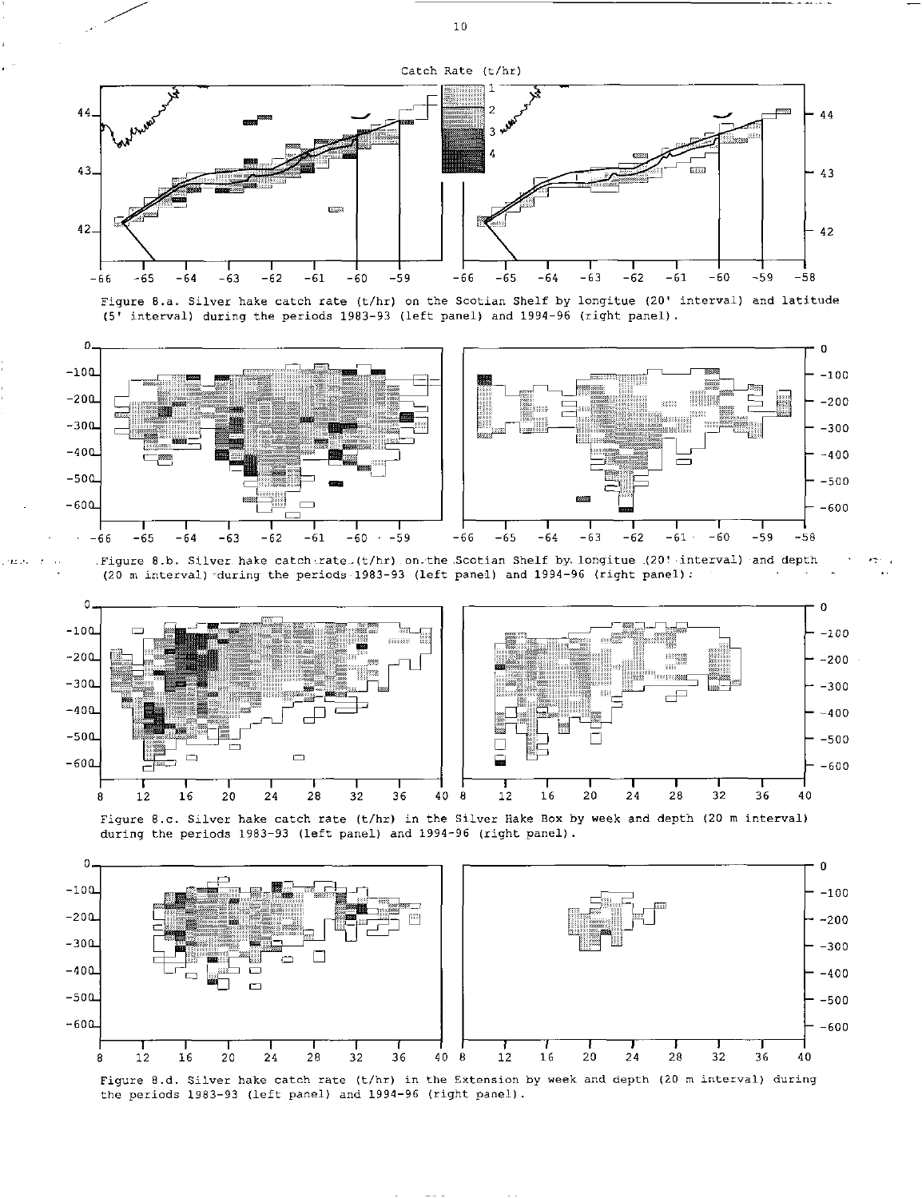Figure 8.a. Silver hake catch rate (t/hr) on the Scotian Shelf by longitue (20' interval) and latitude (5' interval) during the periods 1983-93 (left panel) and 1994-96 (right panel).

Figure 8.b. Silver hake catch rate (t/hr) on the Scotian Shelf by longitue (20' interval) and depth (20 m interval) during the periods 1983-93 (left panel) and 1994-96 (right panel).

Figure 8.c. Silver hake catch rate (t/hr) in the Silver Hake Box by week and depth (20 m interval) during the periods 1983-93 (left panel) and 1994-96 (right panel).

Figure 8.d. Silver hake catch rate (t/hr) in the Extension by week and depth (20 m interval) during the periods 1983-93 (left panel) and 1994-96 (right panel).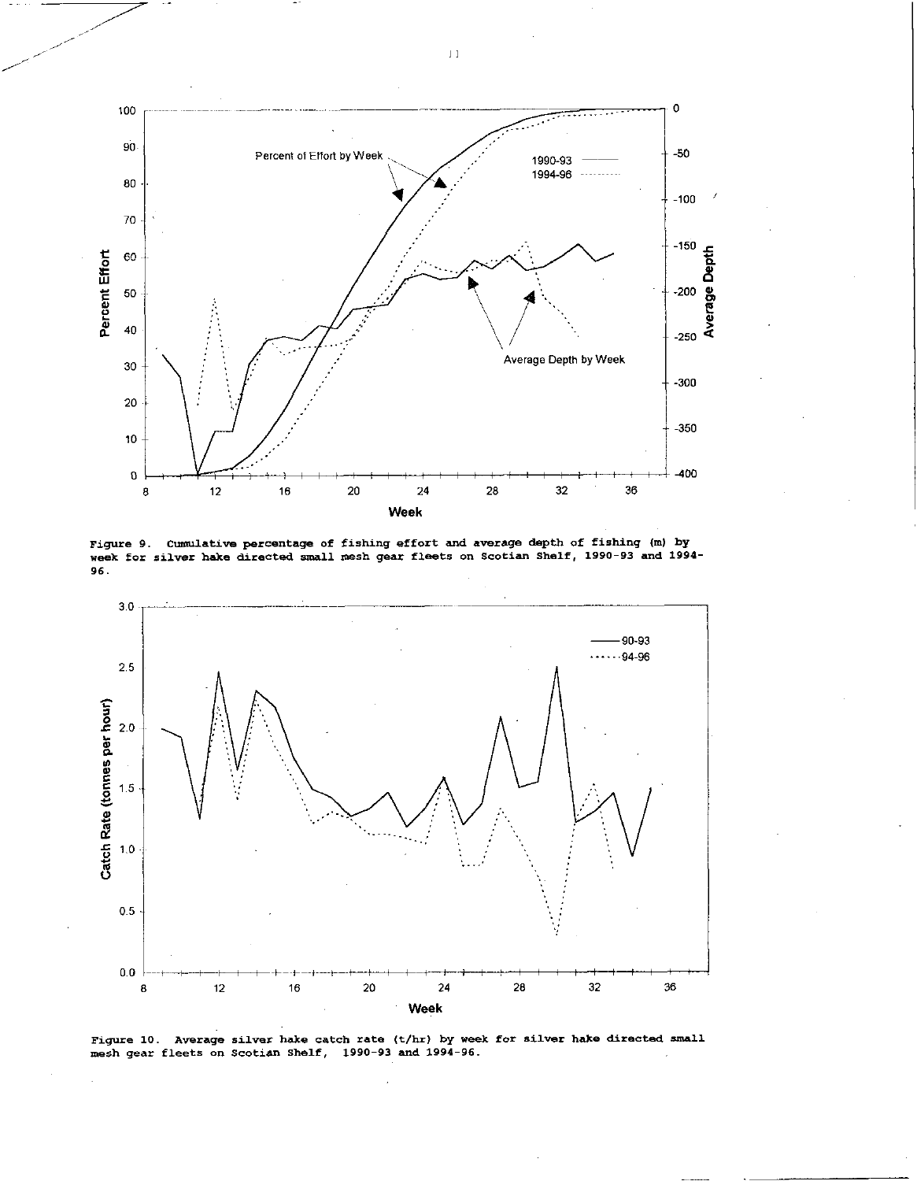Figure 9. Cumulative percentage of fishing effort and average depth of fishing (m) by week for silver hake directed small mesh gear fleets on Scotian Shelf, 1990-93 and 1994-96.

Figure 10. Average silver hake catch rate (t/hr) by week for silver hake directed small mesh gear fleets on Scotian Shelf, 1990-93 and 1994-96.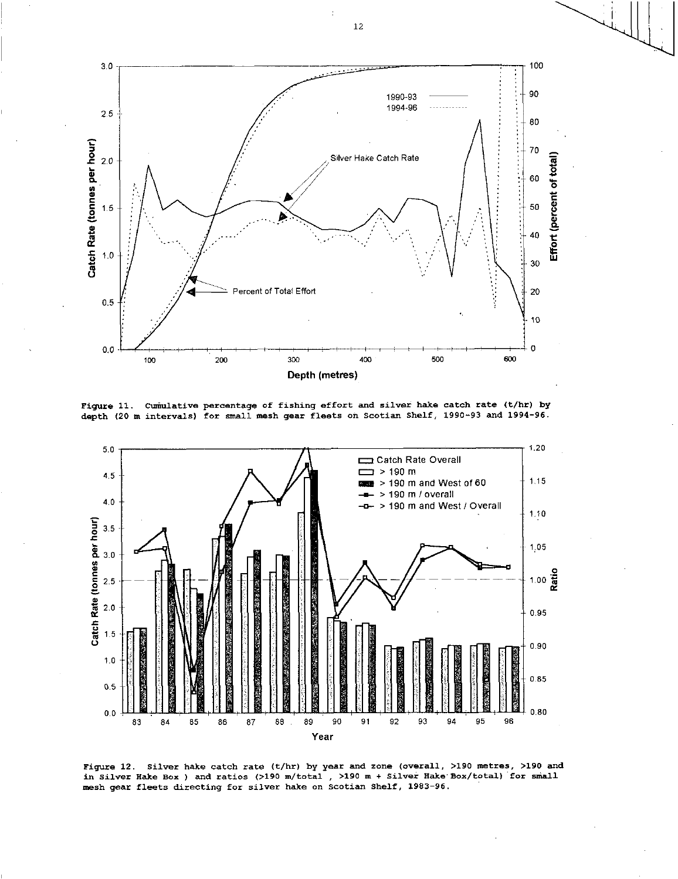3.0

2.5

2.0

1.5

1.0

0.5

0.0

Catch Rate (tonnes per hour)

100 200 300 400 500 600

Depth (metres)

100

90

80

70

60

50

40

30

20

10

0

Effort (percent of total)

1990-93

1994-96

Silver Hake Catch Rate

Percent of Total Effort

**Figure 11.** Cumulative percentage of fishing effort and silver hake catch rate (t/hr) by depth (20 m intervals) for small mesh gear fleets on Scotian Shelf, 1990-93 and 1994-96.

5.0

4.5

4.0

3.5

3.0

2.5

2.0

1.5

1.0

0.5

0.0

Catch Rate (tonnes per hour)

83 84 85 86 87 88 89 90 91 92 93 94 95 96

Year

1.20

1.15

1.10

1.05

1.00

0.95

0.90

0.85

0.80

Ratio

Catch Rate Overall

> 190 m

> 190 m and West of 60

> 190 m / overall

> 190 m and West / Overall

**Figure 12.** Silver hake catch rate (t/hr) by year and zone (overall, >190 metres, >190 and in Silver Hake Box ) and ratios (>190 m/total , >190 m + Silver Hake Box/total) for small mesh gear fleets directing for silver hake on Scotian Shelf, 1983-96.